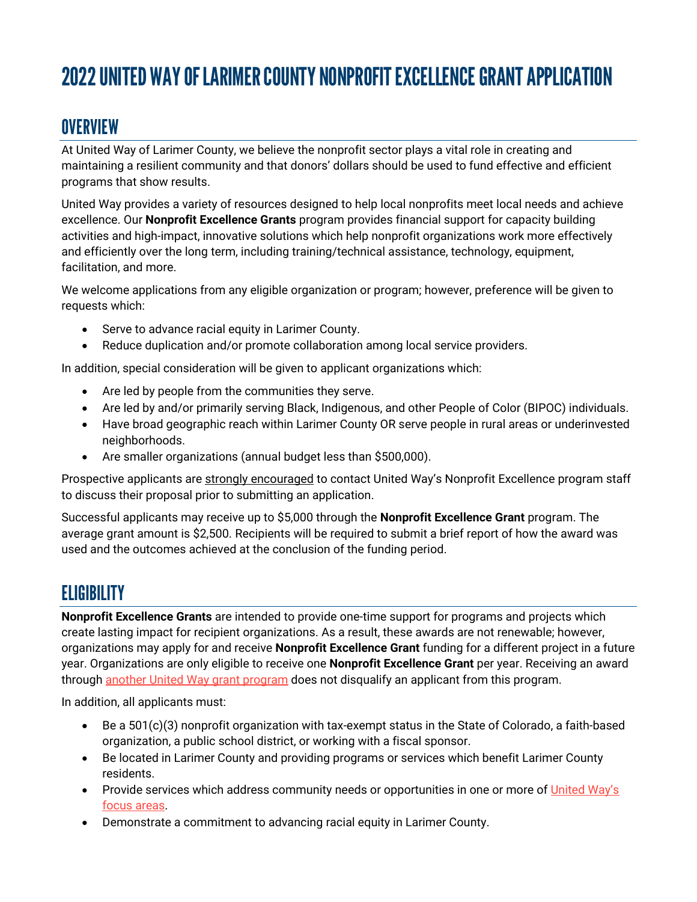# 2022 UNITED WAY OF LARIMER COUNTY NONPROFIT EXCELLENCE GRANT APPLICATION

## OVERVIEW

At United Way of Larimer County, we believe the nonprofit sector plays a vital role in creating and maintaining a resilient community and that donors' dollars should be used to fund effective and efficient programs that show results.

United Way provides a variety of resources designed to help local nonprofits meet local needs and achieve excellence. Our **Nonprofit Excellence Grants** program provides financial support for capacity building activities and high-impact, innovative solutions which help nonprofit organizations work more effectively and efficiently over the long term, including training/technical assistance, technology, equipment, facilitation, and more.

We welcome applications from any eligible organization or program; however, preference will be given to requests which:

- Serve to advance racial equity in Larimer County.
- Reduce duplication and/or promote collaboration among local service providers.

In addition, special consideration will be given to applicant organizations which:

- Are led by people from the communities they serve.
- Are led by and/or primarily serving Black, Indigenous, and other People of Color (BIPOC) individuals.
- Have broad geographic reach within Larimer County OR serve people in rural areas or underinvested neighborhoods.
- Are smaller organizations (annual budget less than $500,000).

Prospective applicants are strongly encouraged to contact United Way's Nonprofit Excellence program staff to discuss their proposal prior to submitting an application.

Successful applicants may receive up to $5,000 through the **Nonprofit Excellence Grant** program. The average grant amount is $2,500. Recipients will be required to submit a brief report of how the award was used and the outcomes achieved at the conclusion of the funding period.

## ELIGIBILITY

**Nonprofit Excellence Grants** are intended to provide one-time support for programs and projects which create lasting impact for recipient organizations. As a result, these awards are not renewable; however, organizations may apply for and receive **Nonprofit Excellence Grant** funding for a different project in a future year. Organizations are only eligible to receive one **Nonprofit Excellence Grant** per year. Receiving an award through another United Way grant program does not disqualify an applicant from this program.

In addition, all applicants must:

- Be a 501(c)(3) nonprofit organization with tax-exempt status in the State of Colorado, a faith-based organization, a public school district, or working with a fiscal sponsor.
- Be located in Larimer County and providing programs or services which benefit Larimer County residents.
- Provide services which address community needs or opportunities in one or more of United Way's focus areas.
- Demonstrate a commitment to advancing racial equity in Larimer County.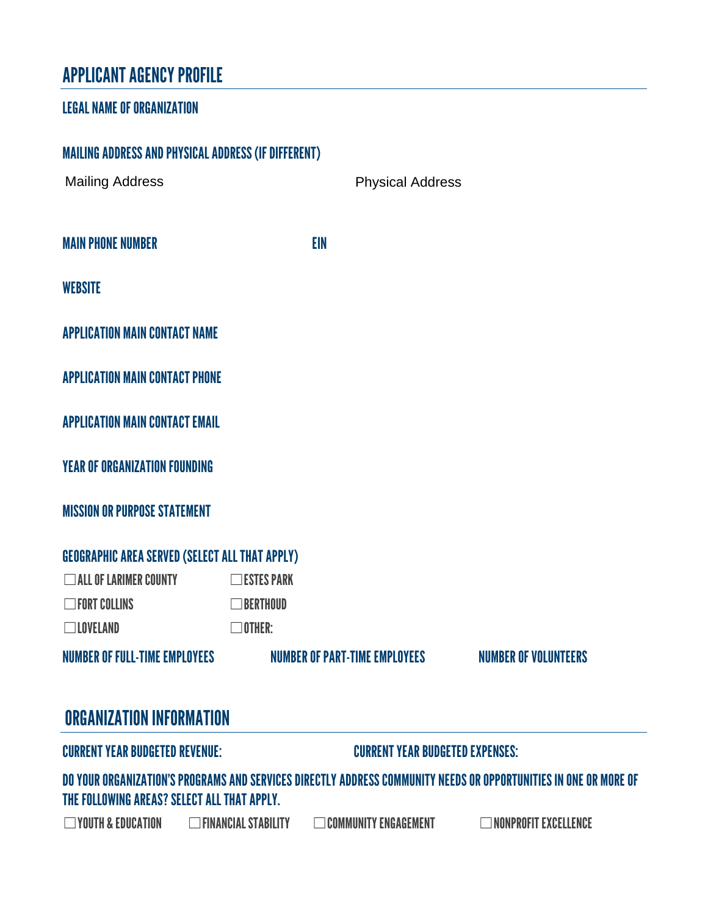## APPLICANT AGENCY PROFILE

### LEGAL NAME OF ORGANIZATION

### MAILING ADDRESS AND PHYSICAL ADDRESS (IF DIFFERENT)

Mailing Address

Physical Address

### MAIN PHONE NUMBER

### EIN

### WEBSITE

### APPLICATION MAIN CONTACT NAME

### APPLICATION MAIN CONTACT PHONE

### APPLICATION MAIN CONTACT EMAIL

### YEAR OF ORGANIZATION FOUNDING

### MISSION OR PURPOSE STATEMENT

### GEOGRAPHIC AREA SERVED (SELECT ALL THAT APPLY)

☐ ALL OF LARIMER COUNTY
☐ ESTES PARK
☐ FORT COLLINS
☐ BERTHOUD
☐ LOVELAND
☐ OTHER:

### NUMBER OF FULL-TIME EMPLOYEES

### NUMBER OF PART-TIME EMPLOYEES

### NUMBER OF VOLUNTEERS

## ORGANIZATION INFORMATION

### CURRENT YEAR BUDGETED REVENUE:

### CURRENT YEAR BUDGETED EXPENSES:

### DO YOUR ORGANIZATION'S PROGRAMS AND SERVICES DIRECTLY ADDRESS COMMUNITY NEEDS OR OPPORTUNITIES IN ONE OR MORE OF THE FOLLOWING AREAS? SELECT ALL THAT APPLY.

☐ YOUTH & EDUCATION
☐ FINANCIAL STABILITY
☐ COMMUNITY ENGAGEMENT
☐ NONPROFIT EXCELLENCE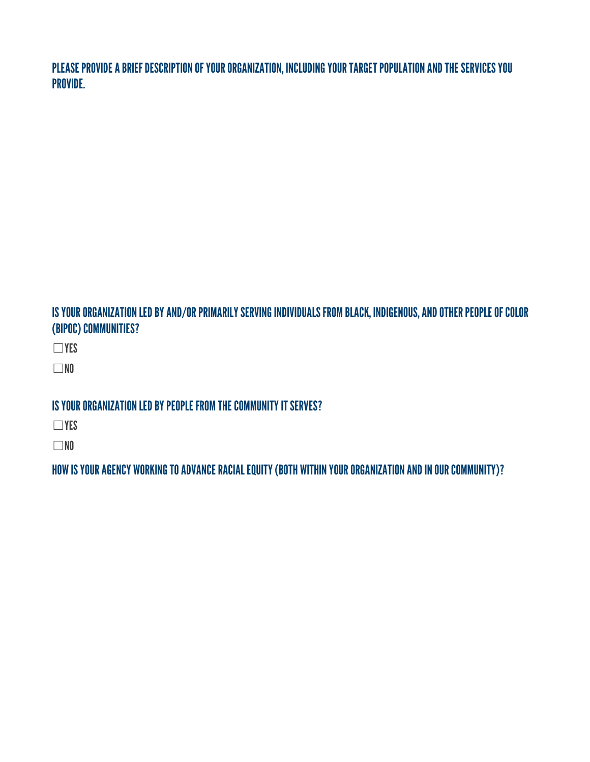## PLEASE PROVIDE A BRIEF DESCRIPTION OF YOUR ORGANIZATION, INCLUDING YOUR TARGET POPULATION AND THE SERVICES YOU PROVIDE.

## IS YOUR ORGANIZATION LED BY AND/OR PRIMARILY SERVING INDIVIDUALS FROM BLACK, INDIGENOUS, AND OTHER PEOPLE OF COLOR (BIPOC) COMMUNITIES?

☐YES

☐NO

## IS YOUR ORGANIZATION LED BY PEOPLE FROM THE COMMUNITY IT SERVES?

☐YES

☐NO

## HOW IS YOUR AGENCY WORKING TO ADVANCE RACIAL EQUITY (BOTH WITHIN YOUR ORGANIZATION AND IN OUR COMMUNITY)?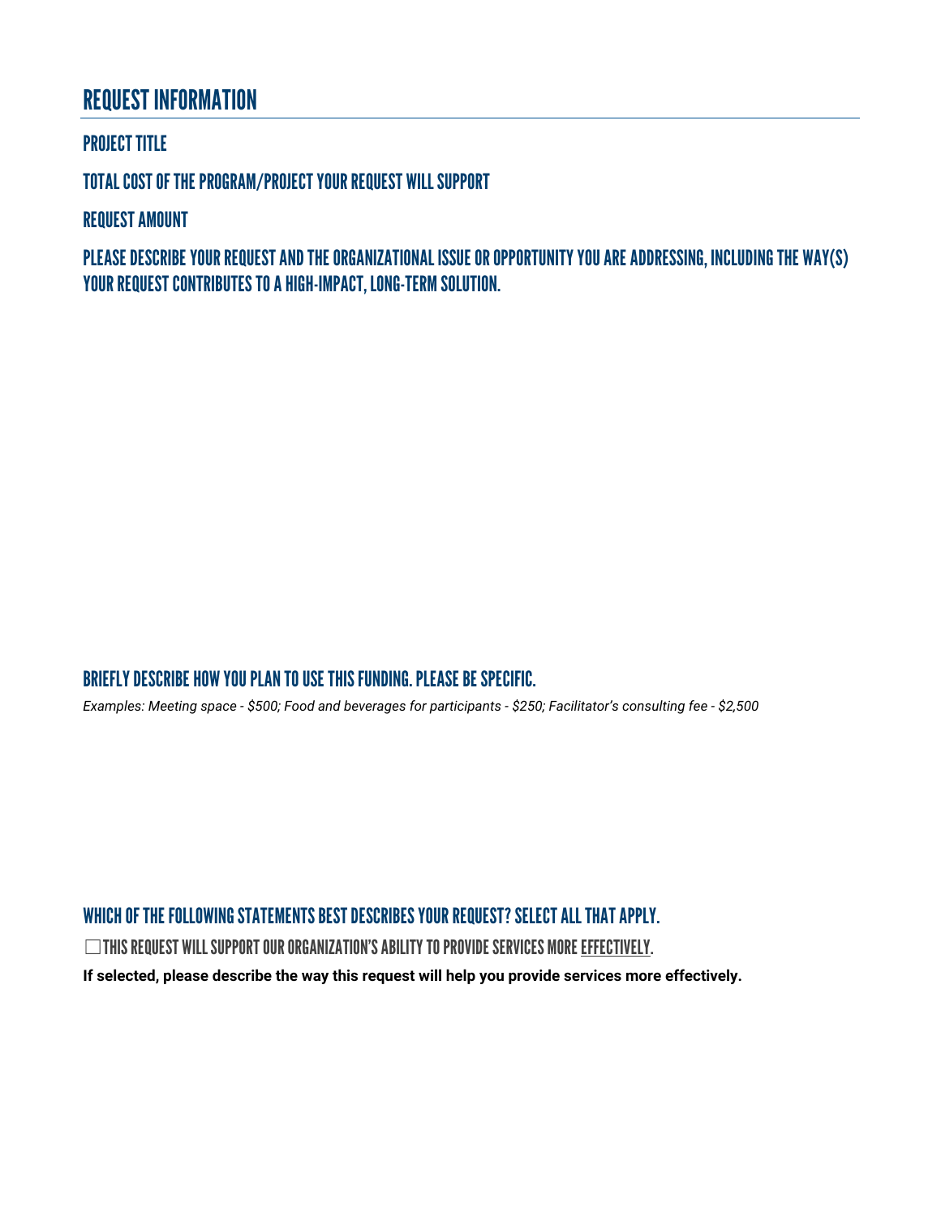## REQUEST INFORMATION

### PROJECT TITLE

### TOTAL COST OF THE PROGRAM/PROJECT YOUR REQUEST WILL SUPPORT

### REQUEST AMOUNT

### PLEASE DESCRIBE YOUR REQUEST AND THE ORGANIZATIONAL ISSUE OR OPPORTUNITY YOU ARE ADDRESSING, INCLUDING THE WAY(S) YOUR REQUEST CONTRIBUTES TO A HIGH-IMPACT, LONG-TERM SOLUTION.

### BRIEFLY DESCRIBE HOW YOU PLAN TO USE THIS FUNDING. PLEASE BE SPECIFIC.

*Examples: Meeting space - $500; Food and beverages for participants - $250; Facilitator's consulting fee - $2,500*

### WHICH OF THE FOLLOWING STATEMENTS BEST DESCRIBES YOUR REQUEST? SELECT ALL THAT APPLY.

☐ THIS REQUEST WILL SUPPORT OUR ORGANIZATION'S ABILITY TO PROVIDE SERVICES MORE EFFECTIVELY.

**If selected, please describe the way this request will help you provide services more effectively.**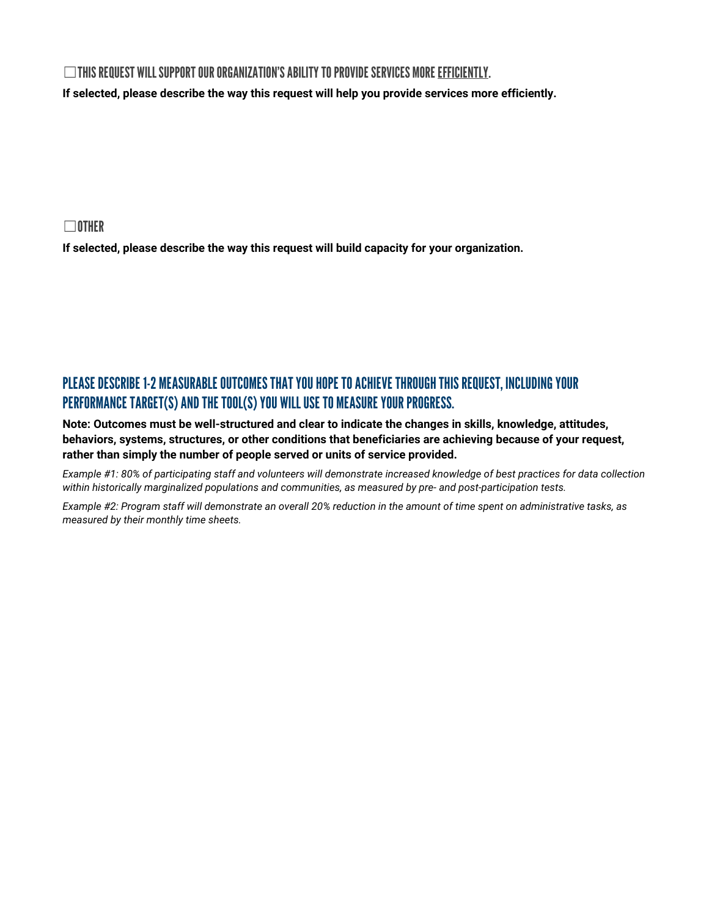☐ THIS REQUEST WILL SUPPORT OUR ORGANIZATION'S ABILITY TO PROVIDE SERVICES MORE <u>EFFICIENTLY</u>.

**If selected, please describe the way this request will help you provide services more efficiently.**

☐ OTHER

**If selected, please describe the way this request will build capacity for your organization.**

## PLEASE DESCRIBE 1-2 MEASURABLE OUTCOMES THAT YOU HOPE TO ACHIEVE THROUGH THIS REQUEST, INCLUDING YOUR PERFORMANCE TARGET(S) AND THE TOOL(S) YOU WILL USE TO MEASURE YOUR PROGRESS.

**Note: Outcomes must be well-structured and clear to indicate the changes in skills, knowledge, attitudes, behaviors, systems, structures, or other conditions that beneficiaries are achieving because of your request, rather than simply the number of people served or units of service provided.**

*Example #1: 80% of participating staff and volunteers will demonstrate increased knowledge of best practices for data collection within historically marginalized populations and communities, as measured by pre- and post-participation tests.*

*Example #2: Program staff will demonstrate an overall 20% reduction in the amount of time spent on administrative tasks, as measured by their monthly time sheets.*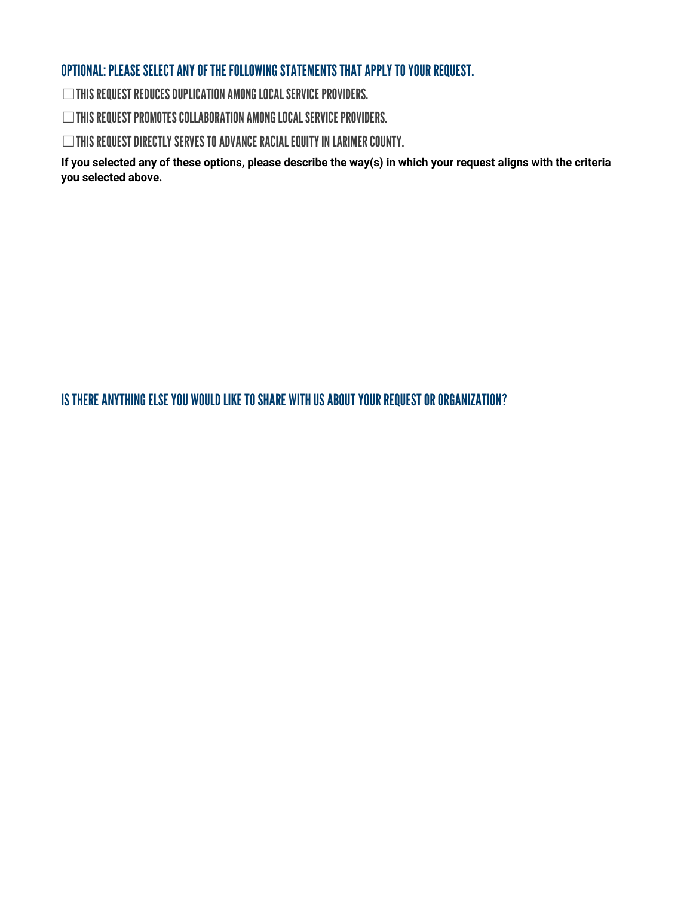## OPTIONAL: PLEASE SELECT ANY OF THE FOLLOWING STATEMENTS THAT APPLY TO YOUR REQUEST.

☐ THIS REQUEST REDUCES DUPLICATION AMONG LOCAL SERVICE PROVIDERS.

☐ THIS REQUEST PROMOTES COLLABORATION AMONG LOCAL SERVICE PROVIDERS.

☐ THIS REQUEST DIRECTLY SERVES TO ADVANCE RACIAL EQUITY IN LARIMER COUNTY.

**If you selected any of these options, please describe the way(s) in which your request aligns with the criteria you selected above.**

## IS THERE ANYTHING ELSE YOU WOULD LIKE TO SHARE WITH US ABOUT YOUR REQUEST OR ORGANIZATION?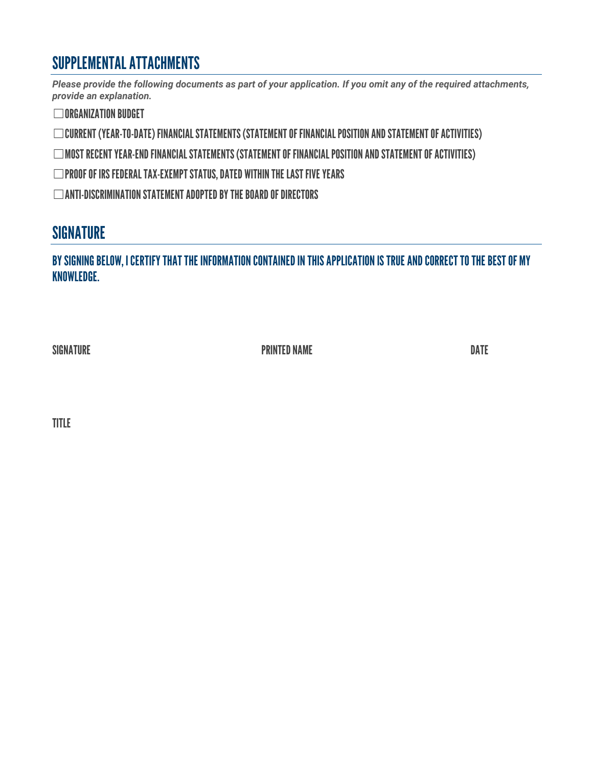## SUPPLEMENTAL ATTACHMENTS

***Please provide the following documents as part of your application. If you omit any of the required attachments, provide an explanation.***

☐ ORGANIZATION BUDGET

☐ CURRENT (YEAR-TO-DATE) FINANCIAL STATEMENTS (STATEMENT OF FINANCIAL POSITION AND STATEMENT OF ACTIVITIES)

☐ MOST RECENT YEAR-END FINANCIAL STATEMENTS (STATEMENT OF FINANCIAL POSITION AND STATEMENT OF ACTIVITIES)

☐ PROOF OF IRS FEDERAL TAX-EXEMPT STATUS, DATED WITHIN THE LAST FIVE YEARS

☐ ANTI-DISCRIMINATION STATEMENT ADOPTED BY THE BOARD OF DIRECTORS

## SIGNATURE

### BY SIGNING BELOW, I CERTIFY THAT THE INFORMATION CONTAINED IN THIS APPLICATION IS TRUE AND CORRECT TO THE BEST OF MY KNOWLEDGE.

| SIGNATURE | PRINTED NAME | DATE |
|---|---|---|

TITLE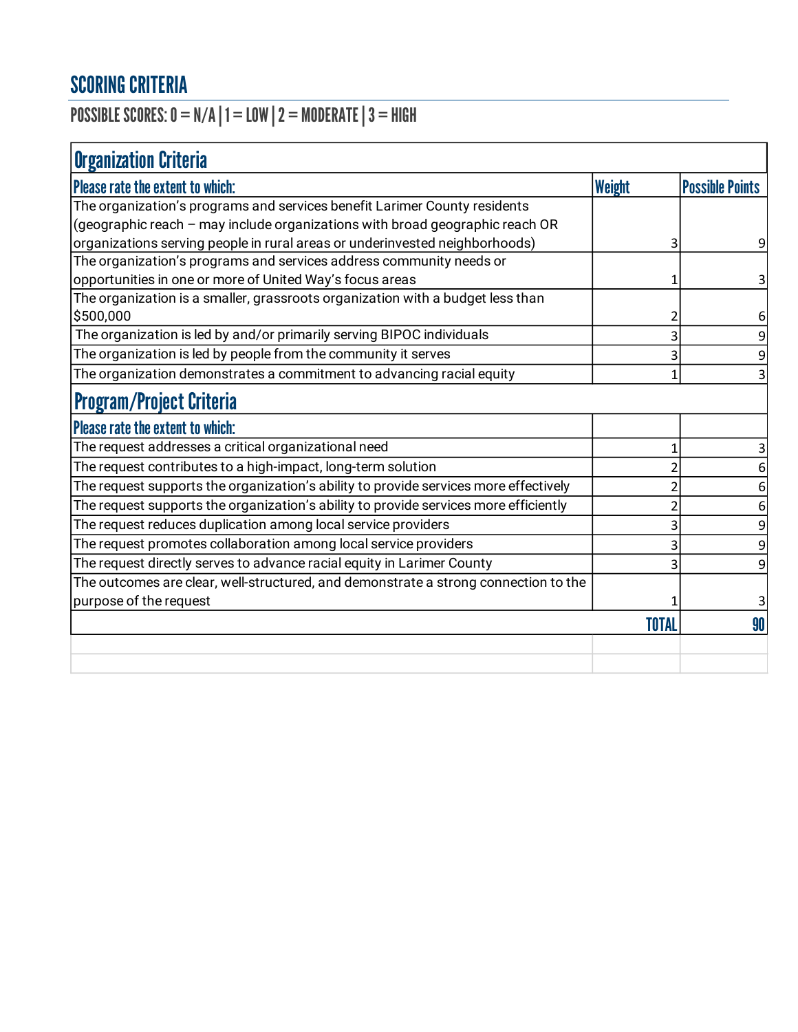## SCORING CRITERIA

### POSSIBLE SCORES: 0 = N/A | 1 = LOW | 2 = MODERATE | 3 = HIGH

| Organization Criteria | | |
|---|---|---|
| **Please rate the extent to which:** | **Weight** | **Possible Points** |
| The organization's programs and services benefit Larimer County residents (geographic reach – may include organizations with broad geographic reach OR organizations serving people in rural areas or underinvested neighborhoods) | 3 | 9 |
| The organization's programs and services address community needs or opportunities in one or more of United Way's focus areas | 1 | 3 |
| The organization is a smaller, grassroots organization with a budget less than $500,000 | 2 | 6 |
| The organization is led by and/or primarily serving BIPOC individuals | 3 | 9 |
| The organization is led by people from the community it serves | 3 | 9 |
| The organization demonstrates a commitment to advancing racial equity | 1 | 3 |
| **Program/Project Criteria** | | |
| **Please rate the extent to which:** | | |
| The request addresses a critical organizational need | 1 | 3 |
| The request contributes to a high-impact, long-term solution | 2 | 6 |
| The request supports the organization's ability to provide services more effectively | 2 | 6 |
| The request supports the organization's ability to provide services more efficiently | 2 | 6 |
| The request reduces duplication among local service providers | 3 | 9 |
| The request promotes collaboration among local service providers | 3 | 9 |
| The request directly serves to advance racial equity in Larimer County | 3 | 9 |
| The outcomes are clear, well-structured, and demonstrate a strong connection to the purpose of the request | 1 | 3 |
| | **TOTAL** | **90** |